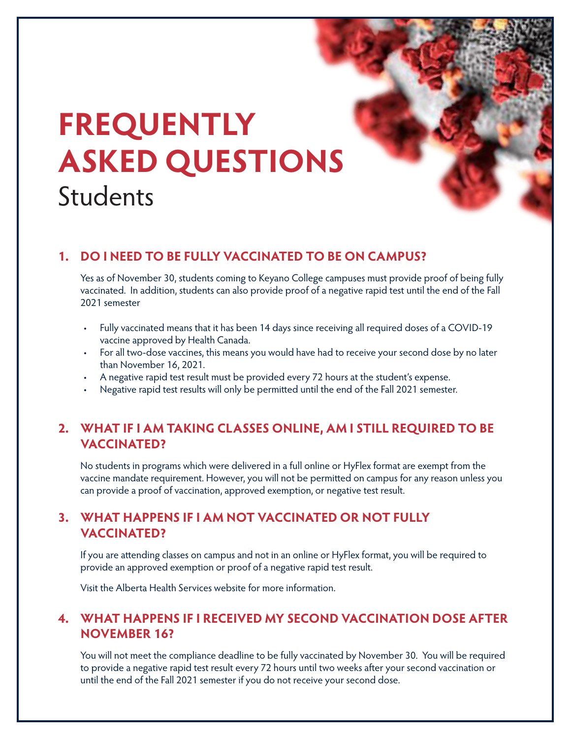# FREQUENTLY ASKED QUESTIONS

Students

## 1. DO I NEED TO BE FULLY VACCINATED TO BE ON CAMPUS?

Yes as of November 30, students coming to Keyano College campuses must provide proof of being fully vaccinated. In addition, students can also provide proof of a negative rapid test until the end of the Fall 2021 semester

- Fully vaccinated means that it has been 14 days since receiving all required doses of a COVID-19 vaccine approved by Health Canada.
- For all two-dose vaccines, this means you would have had to receive your second dose by no later than November 16, 2021.
- A negative rapid test result must be provided every 72 hours at the student's expense.
- Negative rapid test results will only be permitted until the end of the Fall 2021 semester.

## 2. WHAT IF I AM TAKING CLASSES ONLINE, AM I STILL REQUIRED TO BE VACCINATED?

No students in programs which were delivered in a full online or HyFlex format are exempt from the vaccine mandate requirement. However, you will not be permitted on campus for any reason unless you can provide a proof of vaccination, approved exemption, or negative test result.

## 3. WHAT HAPPENS IF I AM NOT VACCINATED OR NOT FULLY VACCINATED?

If you are attending classes on campus and not in an online or HyFlex format, you will be required to provide an approved exemption or proof of a negative rapid test result.

Visit the Alberta Health Services website for more information.

## 4. WHAT HAPPENS IF I RECEIVED MY SECOND VACCINATION DOSE AFTER NOVEMBER 16?

You will not meet the compliance deadline to be fully vaccinated by November 30. You will be required to provide a negative rapid test result every 72 hours until two weeks after your second vaccination or until the end of the Fall 2021 semester if you do not receive your second dose.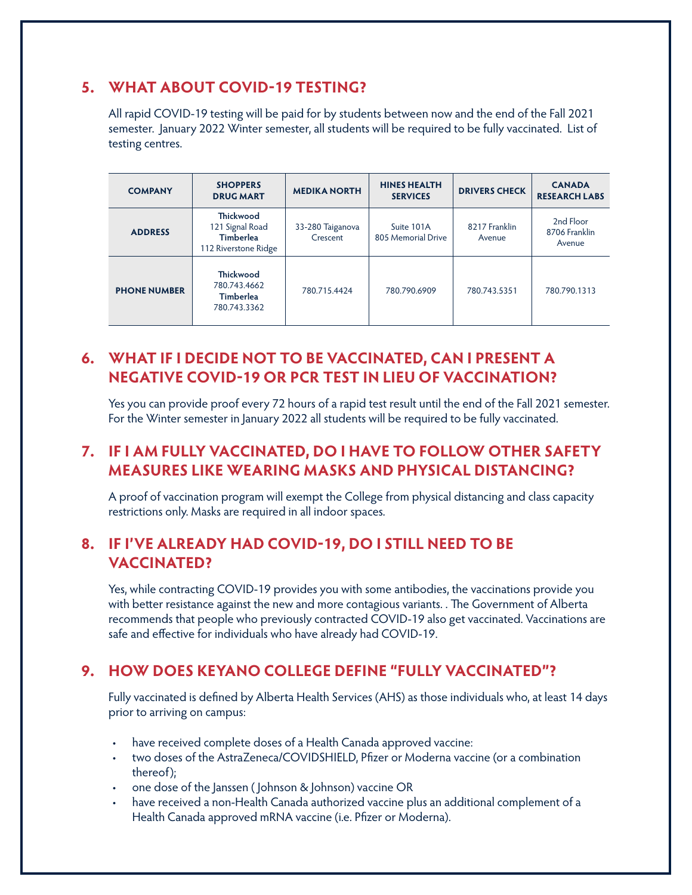## 5. WHAT ABOUT COVID-19 TESTING?

All rapid COVID-19 testing will be paid for by students between now and the end of the Fall 2021 semester. January 2022 Winter semester, all students will be required to be fully vaccinated. List of testing centres.

| COMPANY | SHOPPERS DRUG MART | MEDIKA NORTH | HINES HEALTH SERVICES | DRIVERS CHECK | CANADA RESEARCH LABS |
|---|---|---|---|---|---|
| ADDRESS | **Thickwood** 121 Signal Road **Timberlea** 112 Riverstone Ridge | 33-280 Taiganova Crescent | Suite 101A 805 Memorial Drive | 8217 Franklin Avenue | 2nd Floor 8706 Franklin Avenue |
| PHONE NUMBER | **Thickwood** 780.743.4662 **Timberlea** 780.743.3362 | 780.715.4424 | 780.790.6909 | 780.743.5351 | 780.790.1313 |

## 6. WHAT IF I DECIDE NOT TO BE VACCINATED, CAN I PRESENT A NEGATIVE COVID-19 OR PCR TEST IN LIEU OF VACCINATION?

Yes you can provide proof every 72 hours of a rapid test result until the end of the Fall 2021 semester. For the Winter semester in January 2022 all students will be required to be fully vaccinated.

## 7. IF I AM FULLY VACCINATED, DO I HAVE TO FOLLOW OTHER SAFETY MEASURES LIKE WEARING MASKS AND PHYSICAL DISTANCING?

A proof of vaccination program will exempt the College from physical distancing and class capacity restrictions only. Masks are required in all indoor spaces.

## 8. IF I'VE ALREADY HAD COVID-19, DO I STILL NEED TO BE VACCINATED?

Yes, while contracting COVID-19 provides you with some antibodies, the vaccinations provide you with better resistance against the new and more contagious variants. . The Government of Alberta recommends that people who previously contracted COVID-19 also get vaccinated. Vaccinations are safe and effective for individuals who have already had COVID-19.

## 9. HOW DOES KEYANO COLLEGE DEFINE "FULLY VACCINATED"?

Fully vaccinated is defined by Alberta Health Services (AHS) as those individuals who, at least 14 days prior to arriving on campus:

- have received complete doses of a Health Canada approved vaccine:
- two doses of the AstraZeneca/COVIDSHIELD, Pfizer or Moderna vaccine (or a combination thereof);
- one dose of the Janssen ( Johnson & Johnson) vaccine OR
- have received a non-Health Canada authorized vaccine plus an additional complement of a Health Canada approved mRNA vaccine (i.e. Pfizer or Moderna).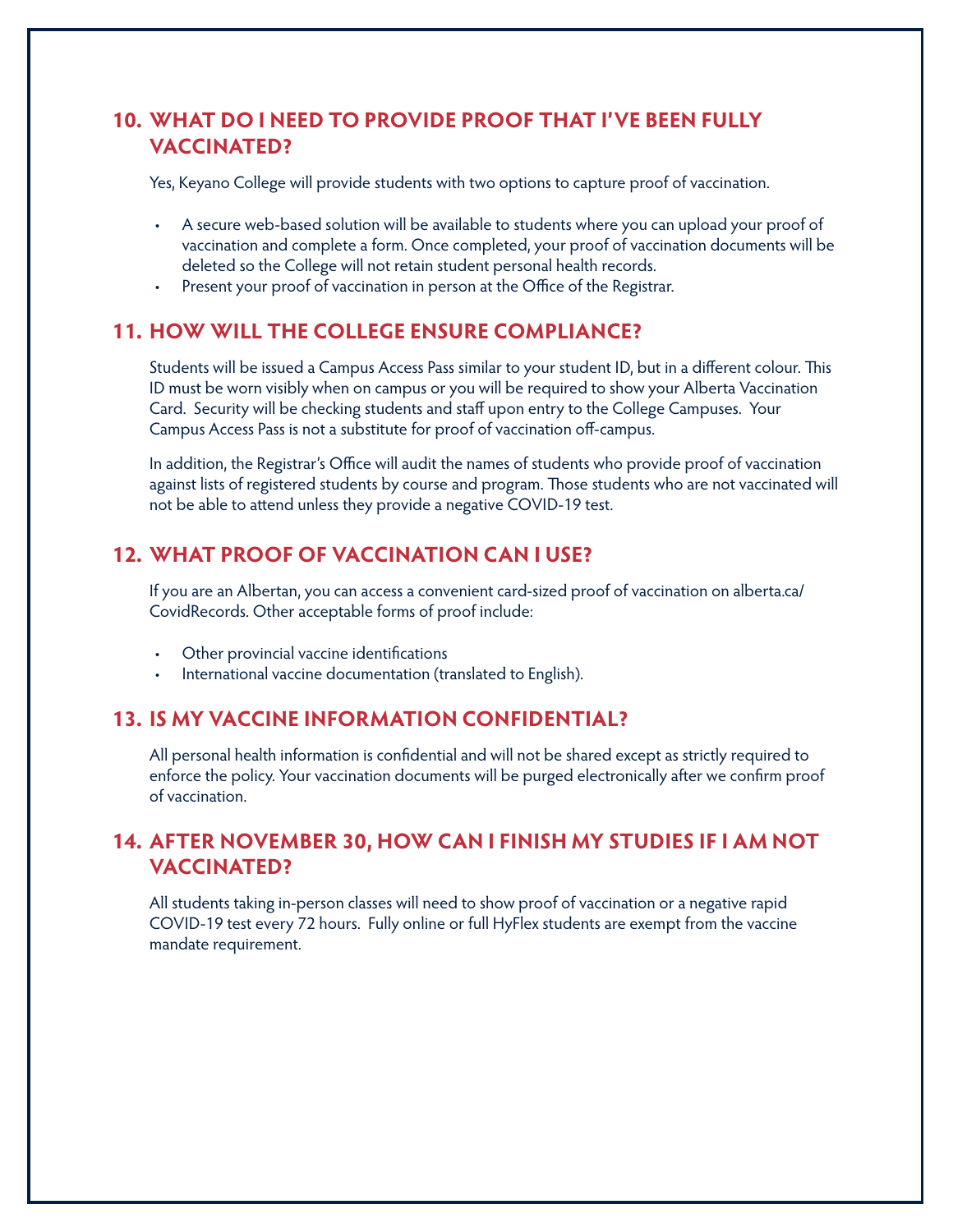## 10. WHAT DO I NEED TO PROVIDE PROOF THAT I'VE BEEN FULLY VACCINATED?

Yes, Keyano College will provide students with two options to capture proof of vaccination.

- A secure web-based solution will be available to students where you can upload your proof of vaccination and complete a form. Once completed, your proof of vaccination documents will be deleted so the College will not retain student personal health records.
- Present your proof of vaccination in person at the Office of the Registrar.

## 11. HOW WILL THE COLLEGE ENSURE COMPLIANCE?

Students will be issued a Campus Access Pass similar to your student ID, but in a different colour. This ID must be worn visibly when on campus or you will be required to show your Alberta Vaccination Card. Security will be checking students and staff upon entry to the College Campuses. Your Campus Access Pass is not a substitute for proof of vaccination off-campus.

In addition, the Registrar's Office will audit the names of students who provide proof of vaccination against lists of registered students by course and program. Those students who are not vaccinated will not be able to attend unless they provide a negative COVID-19 test.

## 12. WHAT PROOF OF VACCINATION CAN I USE?

If you are an Albertan, you can access a convenient card-sized proof of vaccination on alberta.ca/CovidRecords. Other acceptable forms of proof include:

- Other provincial vaccine identifications
- International vaccine documentation (translated to English).

## 13. IS MY VACCINE INFORMATION CONFIDENTIAL?

All personal health information is confidential and will not be shared except as strictly required to enforce the policy. Your vaccination documents will be purged electronically after we confirm proof of vaccination.

## 14. AFTER NOVEMBER 30, HOW CAN I FINISH MY STUDIES IF I AM NOT VACCINATED?

All students taking in-person classes will need to show proof of vaccination or a negative rapid COVID-19 test every 72 hours. Fully online or full HyFlex students are exempt from the vaccine mandate requirement.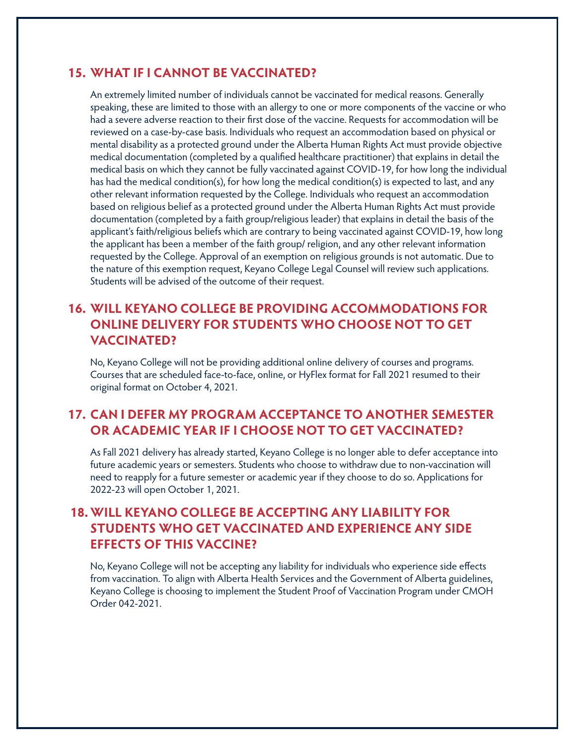## 15. WHAT IF I CANNOT BE VACCINATED?

An extremely limited number of individuals cannot be vaccinated for medical reasons. Generally speaking, these are limited to those with an allergy to one or more components of the vaccine or who had a severe adverse reaction to their first dose of the vaccine. Requests for accommodation will be reviewed on a case-by-case basis. Individuals who request an accommodation based on physical or mental disability as a protected ground under the Alberta Human Rights Act must provide objective medical documentation (completed by a qualified healthcare practitioner) that explains in detail the medical basis on which they cannot be fully vaccinated against COVID-19, for how long the individual has had the medical condition(s), for how long the medical condition(s) is expected to last, and any other relevant information requested by the College. Individuals who request an accommodation based on religious belief as a protected ground under the Alberta Human Rights Act must provide documentation (completed by a faith group/religious leader) that explains in detail the basis of the applicant's faith/religious beliefs which are contrary to being vaccinated against COVID-19, how long the applicant has been a member of the faith group/ religion, and any other relevant information requested by the College. Approval of an exemption on religious grounds is not automatic. Due to the nature of this exemption request, Keyano College Legal Counsel will review such applications. Students will be advised of the outcome of their request.

## 16. WILL KEYANO COLLEGE BE PROVIDING ACCOMMODATIONS FOR ONLINE DELIVERY FOR STUDENTS WHO CHOOSE NOT TO GET VACCINATED?

No, Keyano College will not be providing additional online delivery of courses and programs. Courses that are scheduled face-to-face, online, or HyFlex format for Fall 2021 resumed to their original format on October 4, 2021.

## 17. CAN I DEFER MY PROGRAM ACCEPTANCE TO ANOTHER SEMESTER OR ACADEMIC YEAR IF I CHOOSE NOT TO GET VACCINATED?

As Fall 2021 delivery has already started, Keyano College is no longer able to defer acceptance into future academic years or semesters. Students who choose to withdraw due to non-vaccination will need to reapply for a future semester or academic year if they choose to do so. Applications for 2022-23 will open October 1, 2021.

## 18. WILL KEYANO COLLEGE BE ACCEPTING ANY LIABILITY FOR STUDENTS WHO GET VACCINATED AND EXPERIENCE ANY SIDE EFFECTS OF THIS VACCINE?

No, Keyano College will not be accepting any liability for individuals who experience side effects from vaccination. To align with Alberta Health Services and the Government of Alberta guidelines, Keyano College is choosing to implement the Student Proof of Vaccination Program under CMOH Order 042-2021.